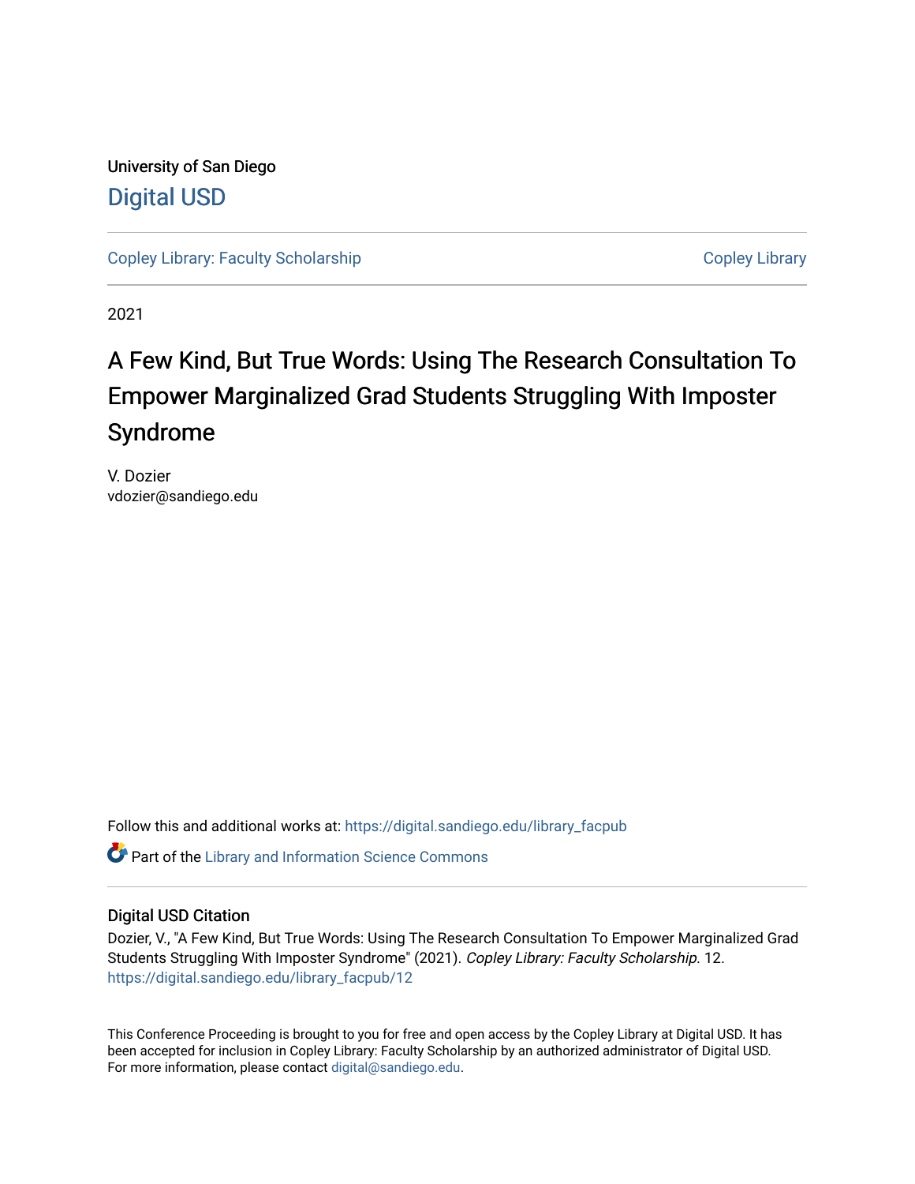University of San Diego

Digital USD

Copley Library: Faculty Scholarship | Copley Library

2021

# A Few Kind, But True Words: Using The Research Consultation To Empower Marginalized Grad Students Struggling With Imposter Syndrome

V. Dozier
vdozier@sandiego.edu

Follow this and additional works at: https://digital.sandiego.edu/library_facpub

Part of the Library and Information Science Commons

## Digital USD Citation

Dozier, V., "A Few Kind, But True Words: Using The Research Consultation To Empower Marginalized Grad Students Struggling With Imposter Syndrome" (2021). *Copley Library: Faculty Scholarship*. 12.
https://digital.sandiego.edu/library_facpub/12

This Conference Proceeding is brought to you for free and open access by the Copley Library at Digital USD. It has been accepted for inclusion in Copley Library: Faculty Scholarship by an authorized administrator of Digital USD. For more information, please contact digital@sandiego.edu.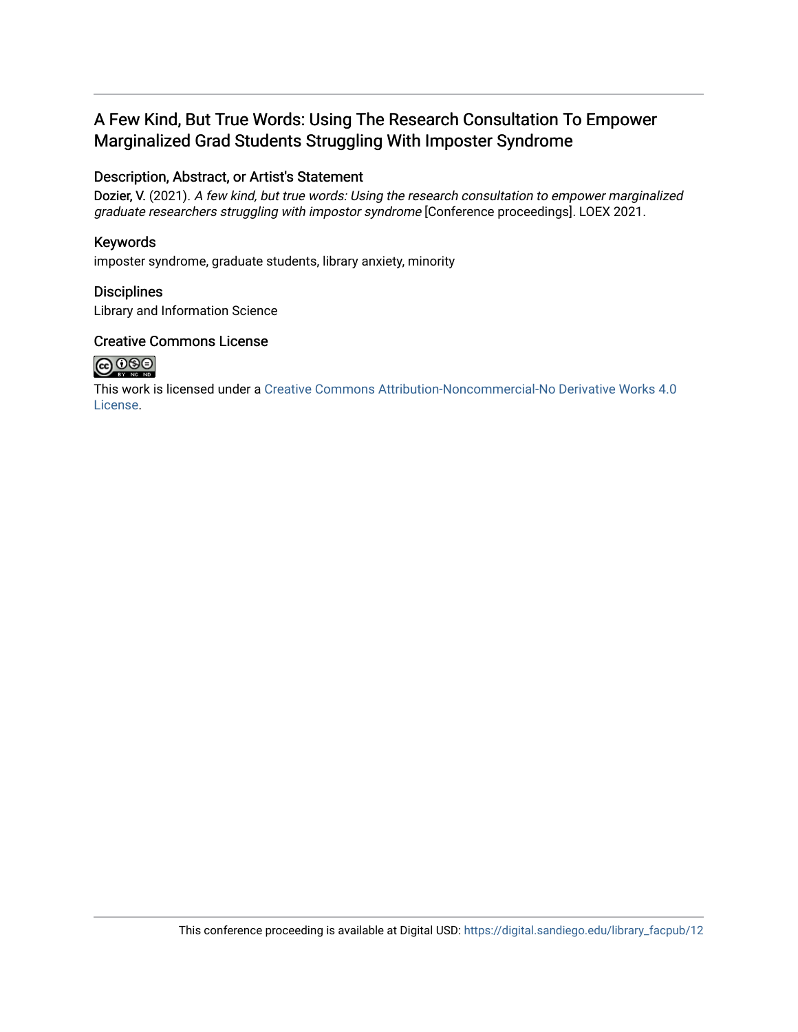# A Few Kind, But True Words: Using The Research Consultation To Empower Marginalized Grad Students Struggling With Imposter Syndrome

## Description, Abstract, or Artist's Statement

Dozier, V. (2021). *A few kind, but true words: Using the research consultation to empower marginalized graduate researchers struggling with impostor syndrome* [Conference proceedings]. LOEX 2021.

## Keywords

imposter syndrome, graduate students, library anxiety, minority

## Disciplines

Library and Information Science

## Creative Commons License

This work is licensed under a Creative Commons Attribution-Noncommercial-No Derivative Works 4.0 License.

This conference proceeding is available at Digital USD: https://digital.sandiego.edu/library_facpub/12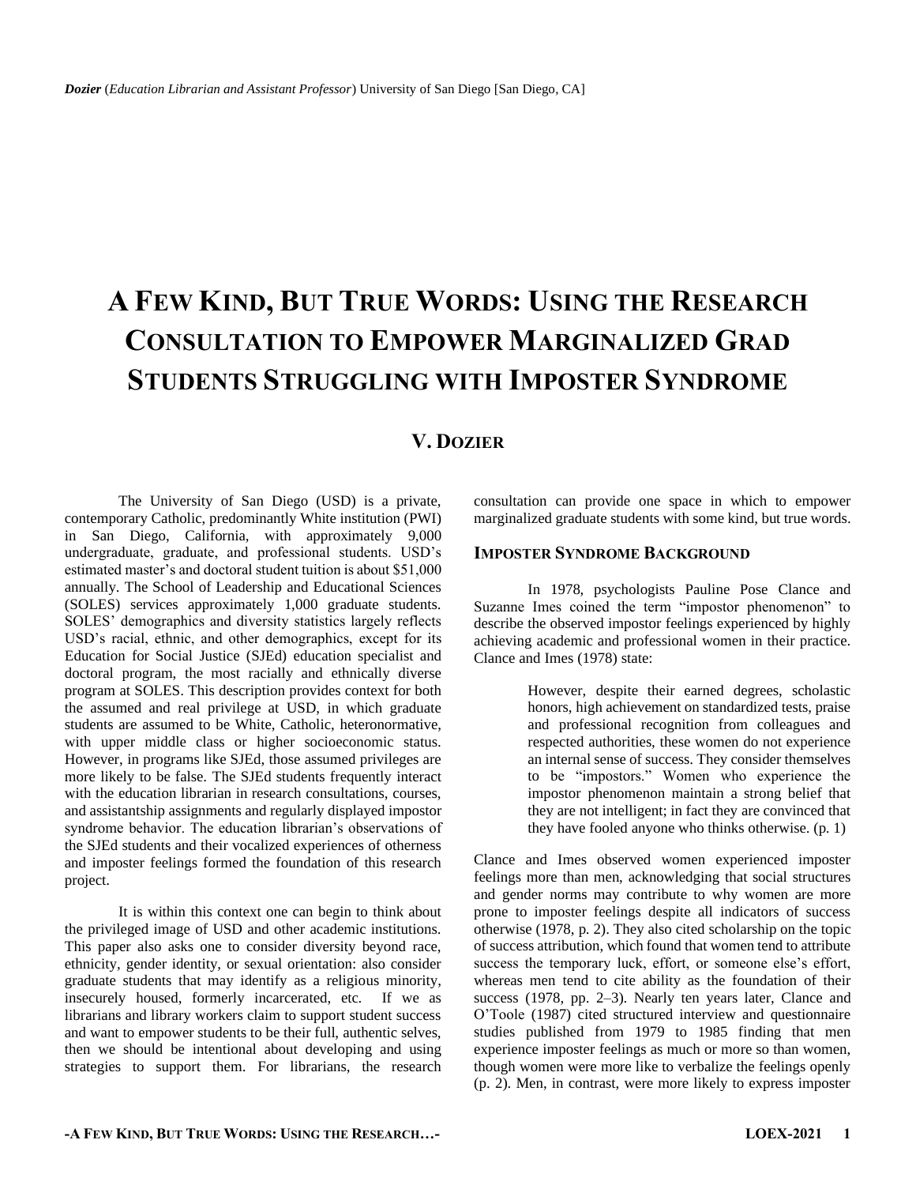*Dozier* (*Education Librarian and Assistant Professor*) University of San Diego [San Diego, CA]

# A Few Kind, But True Words: Using the Research Consultation to Empower Marginalized Grad Students Struggling with Imposter Syndrome

## V. Dozier

The University of San Diego (USD) is a private, contemporary Catholic, predominantly White institution (PWI) in San Diego, California, with approximately 9,000 undergraduate, graduate, and professional students. USD's estimated master's and doctoral student tuition is about $51,000 annually. The School of Leadership and Educational Sciences (SOLES) services approximately 1,000 graduate students. SOLES' demographics and diversity statistics largely reflects USD's racial, ethnic, and other demographics, except for its Education for Social Justice (SJEd) education specialist and doctoral program, the most racially and ethnically diverse program at SOLES. This description provides context for both the assumed and real privilege at USD, in which graduate students are assumed to be White, Catholic, heteronormative, with upper middle class or higher socioeconomic status. However, in programs like SJEd, those assumed privileges are more likely to be false. The SJEd students frequently interact with the education librarian in research consultations, courses, and assistantship assignments and regularly displayed impostor syndrome behavior. The education librarian's observations of the SJEd students and their vocalized experiences of otherness and imposter feelings formed the foundation of this research project.

It is within this context one can begin to think about the privileged image of USD and other academic institutions. This paper also asks one to consider diversity beyond race, ethnicity, gender identity, or sexual orientation: also consider graduate students that may identify as a religious minority, insecurely housed, formerly incarcerated, etc. If we as librarians and library workers claim to support student success and want to empower students to be their full, authentic selves, then we should be intentional about developing and using strategies to support them. For librarians, the research consultation can provide one space in which to empower marginalized graduate students with some kind, but true words.

### Imposter Syndrome Background

In 1978, psychologists Pauline Pose Clance and Suzanne Imes coined the term "impostor phenomenon" to describe the observed impostor feelings experienced by highly achieving academic and professional women in their practice. Clance and Imes (1978) state:

> However, despite their earned degrees, scholastic honors, high achievement on standardized tests, praise and professional recognition from colleagues and respected authorities, these women do not experience an internal sense of success. They consider themselves to be "impostors." Women who experience the impostor phenomenon maintain a strong belief that they are not intelligent; in fact they are convinced that they have fooled anyone who thinks otherwise. (p. 1)

Clance and Imes observed women experienced imposter feelings more than men, acknowledging that social structures and gender norms may contribute to why women are more prone to imposter feelings despite all indicators of success otherwise (1978, p. 2). They also cited scholarship on the topic of success attribution, which found that women tend to attribute success the temporary luck, effort, or someone else's effort, whereas men tend to cite ability as the foundation of their success (1978, pp. 2–3). Nearly ten years later, Clance and O'Toole (1987) cited structured interview and questionnaire studies published from 1979 to 1985 finding that men experience imposter feelings as much or more so than women, though women were more like to verbalize the feelings openly (p. 2). Men, in contrast, were more likely to express imposter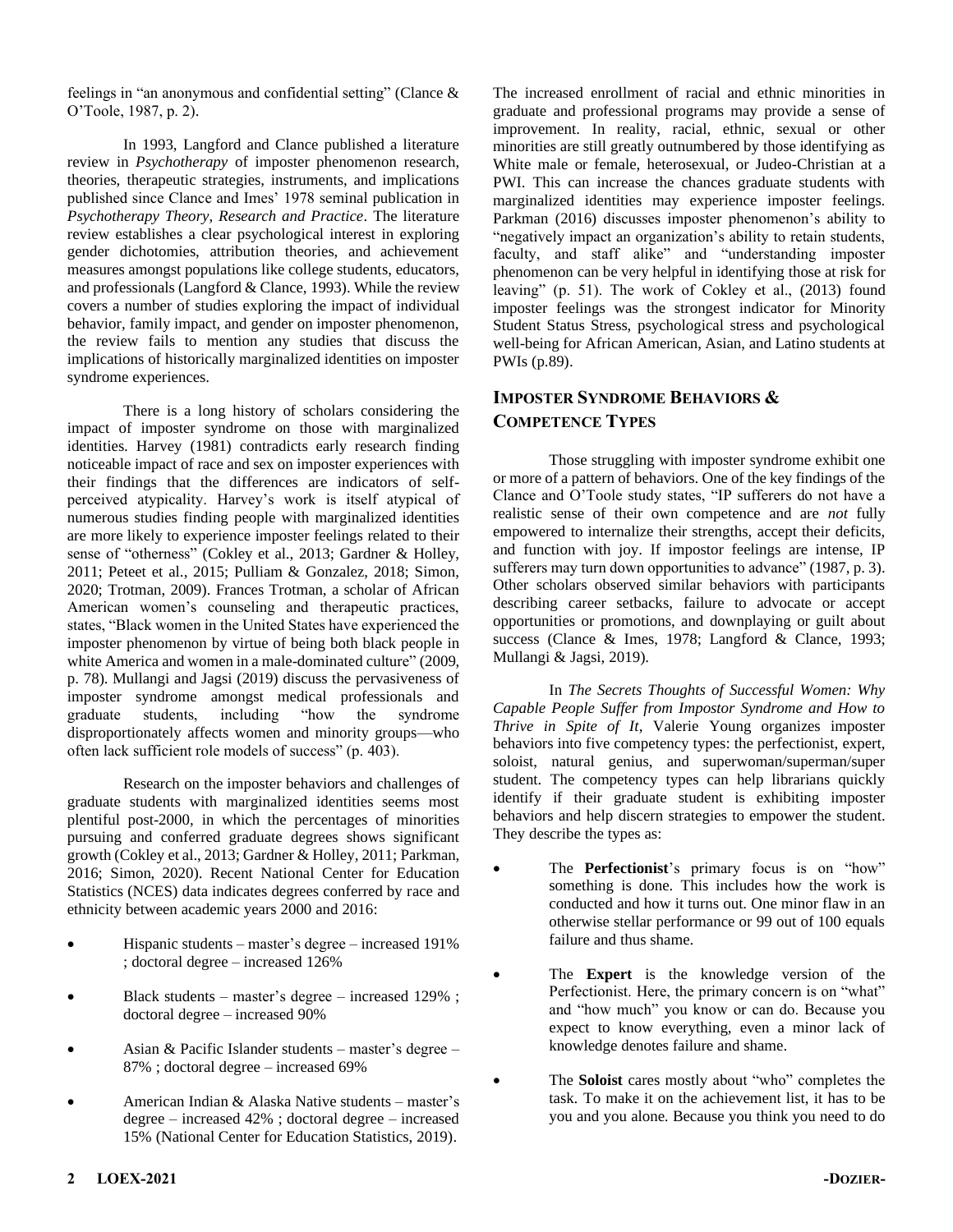feelings in "an anonymous and confidential setting" (Clance & O'Toole, 1987, p. 2).

In 1993, Langford and Clance published a literature review in *Psychotherapy* of imposter phenomenon research, theories, therapeutic strategies, instruments, and implications published since Clance and Imes' 1978 seminal publication in *Psychotherapy Theory, Research and Practice*. The literature review establishes a clear psychological interest in exploring gender dichotomies, attribution theories, and achievement measures amongst populations like college students, educators, and professionals (Langford & Clance, 1993). While the review covers a number of studies exploring the impact of individual behavior, family impact, and gender on imposter phenomenon, the review fails to mention any studies that discuss the implications of historically marginalized identities on imposter syndrome experiences.

There is a long history of scholars considering the impact of imposter syndrome on those with marginalized identities. Harvey (1981) contradicts early research finding noticeable impact of race and sex on imposter experiences with their findings that the differences are indicators of self-perceived atypicality. Harvey's work is itself atypical of numerous studies finding people with marginalized identities are more likely to experience imposter feelings related to their sense of "otherness" (Cokley et al., 2013; Gardner & Holley, 2011; Peteet et al., 2015; Pulliam & Gonzalez, 2018; Simon, 2020; Trotman, 2009). Frances Trotman, a scholar of African American women's counseling and therapeutic practices, states, "Black women in the United States have experienced the imposter phenomenon by virtue of being both black people in white America and women in a male-dominated culture" (2009, p. 78). Mullangi and Jagsi (2019) discuss the pervasiveness of imposter syndrome amongst medical professionals and graduate students, including "how the syndrome disproportionately affects women and minority groups—who often lack sufficient role models of success" (p. 403).

Research on the imposter behaviors and challenges of graduate students with marginalized identities seems most plentiful post-2000, in which the percentages of minorities pursuing and conferred graduate degrees shows significant growth (Cokley et al., 2013; Gardner & Holley, 2011; Parkman, 2016; Simon, 2020). Recent National Center for Education Statistics (NCES) data indicates degrees conferred by race and ethnicity between academic years 2000 and 2016:

- Hispanic students – master's degree – increased 191% ; doctoral degree – increased 126%
- Black students – master's degree – increased 129% ; doctoral degree – increased 90%
- Asian & Pacific Islander students – master's degree – 87% ; doctoral degree – increased 69%
- American Indian & Alaska Native students – master's degree – increased 42% ; doctoral degree – increased 15% (National Center for Education Statistics, 2019).

The increased enrollment of racial and ethnic minorities in graduate and professional programs may provide a sense of improvement. In reality, racial, ethnic, sexual or other minorities are still greatly outnumbered by those identifying as White male or female, heterosexual, or Judeo-Christian at a PWI. This can increase the chances graduate students with marginalized identities may experience imposter feelings. Parkman (2016) discusses imposter phenomenon's ability to "negatively impact an organization's ability to retain students, faculty, and staff alike" and "understanding imposter phenomenon can be very helpful in identifying those at risk for leaving" (p. 51). The work of Cokley et al., (2013) found imposter feelings was the strongest indicator for Minority Student Status Stress, psychological stress and psychological well-being for African American, Asian, and Latino students at PWIs (p.89).

## Imposter Syndrome Behaviors & Competence Types

Those struggling with imposter syndrome exhibit one or more of a pattern of behaviors. One of the key findings of the Clance and O'Toole study states, "IP sufferers do not have a realistic sense of their own competence and are *not* fully empowered to internalize their strengths, accept their deficits, and function with joy. If impostor feelings are intense, IP sufferers may turn down opportunities to advance" (1987, p. 3). Other scholars observed similar behaviors with participants describing career setbacks, failure to advocate or accept opportunities or promotions, and downplaying or guilt about success (Clance & Imes, 1978; Langford & Clance, 1993; Mullangi & Jagsi, 2019).

In *The Secrets Thoughts of Successful Women: Why Capable People Suffer from Impostor Syndrome and How to Thrive in Spite of It*, Valerie Young organizes imposter behaviors into five competency types: the perfectionist, expert, soloist, natural genius, and superwoman/superman/super student. The competency types can help librarians quickly identify if their graduate student is exhibiting imposter behaviors and help discern strategies to empower the student. They describe the types as:

- The **Perfectionist**'s primary focus is on "how" something is done. This includes how the work is conducted and how it turns out. One minor flaw in an otherwise stellar performance or 99 out of 100 equals failure and thus shame.
- The **Expert** is the knowledge version of the Perfectionist. Here, the primary concern is on "what" and "how much" you know or can do. Because you expect to know everything, even a minor lack of knowledge denotes failure and shame.
- The **Soloist** cares mostly about "who" completes the task. To make it on the achievement list, it has to be you and you alone. Because you think you need to do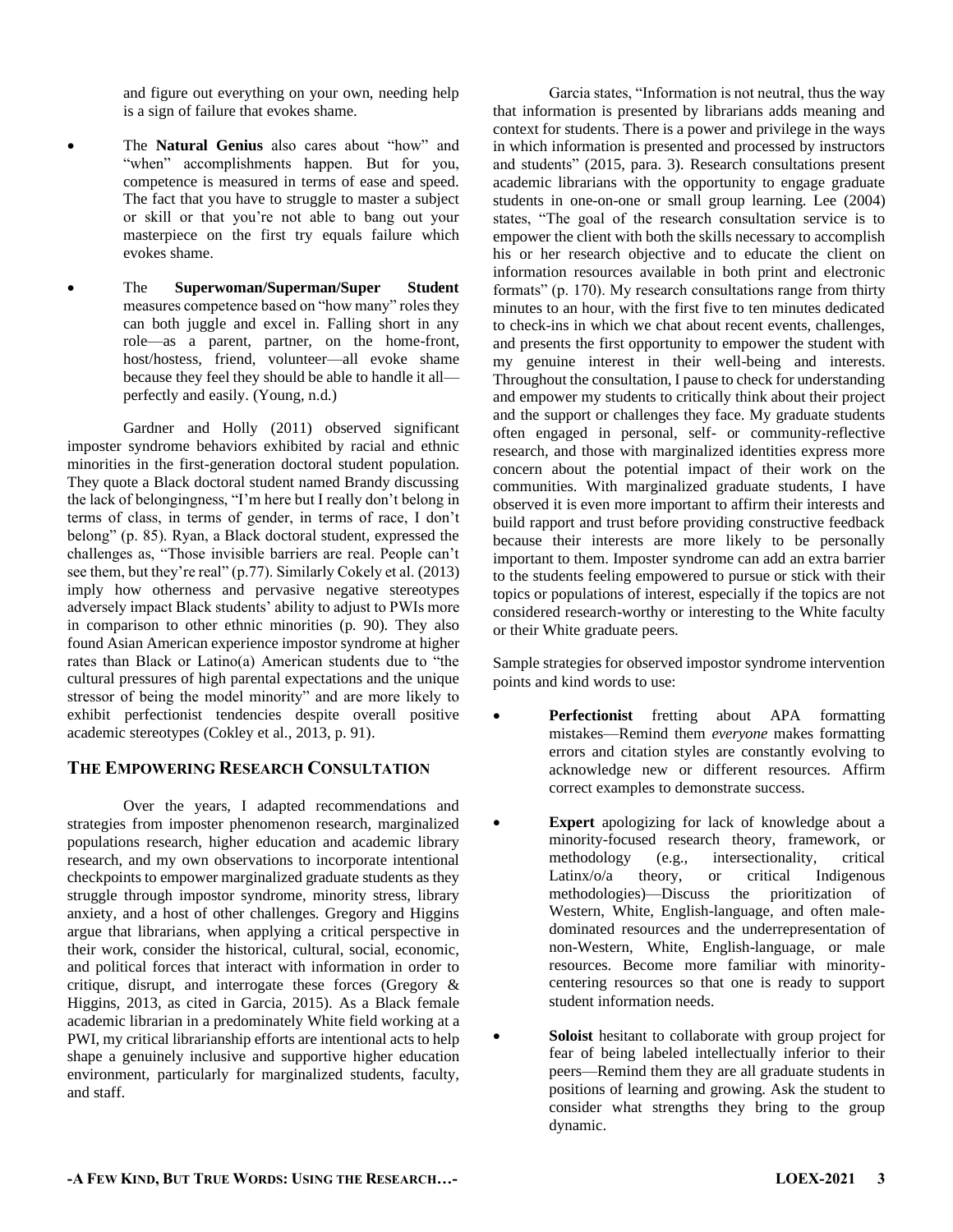and figure out everything on your own, needing help is a sign of failure that evokes shame.

- The **Natural Genius** also cares about "how" and "when" accomplishments happen. But for you, competence is measured in terms of ease and speed. The fact that you have to struggle to master a subject or skill or that you're not able to bang out your masterpiece on the first try equals failure which evokes shame.

- The **Superwoman/Superman/Super Student** measures competence based on "how many" roles they can both juggle and excel in. Falling short in any role—as a parent, partner, on the home-front, host/hostess, friend, volunteer—all evoke shame because they feel they should be able to handle it all—perfectly and easily. (Young, n.d.)

Gardner and Holly (2011) observed significant imposter syndrome behaviors exhibited by racial and ethnic minorities in the first-generation doctoral student population. They quote a Black doctoral student named Brandy discussing the lack of belongingness, "I'm here but I really don't belong in terms of class, in terms of gender, in terms of race, I don't belong" (p. 85). Ryan, a Black doctoral student, expressed the challenges as, "Those invisible barriers are real. People can't see them, but they're real" (p.77). Similarly Cokely et al. (2013) imply how otherness and pervasive negative stereotypes adversely impact Black students' ability to adjust to PWIs more in comparison to other ethnic minorities (p. 90). They also found Asian American experience impostor syndrome at higher rates than Black or Latino(a) American students due to "the cultural pressures of high parental expectations and the unique stressor of being the model minority" and are more likely to exhibit perfectionist tendencies despite overall positive academic stereotypes (Cokley et al., 2013, p. 91).

## The Empowering Research Consultation

Over the years, I adapted recommendations and strategies from imposter phenomenon research, marginalized populations research, higher education and academic library research, and my own observations to incorporate intentional checkpoints to empower marginalized graduate students as they struggle through impostor syndrome, minority stress, library anxiety, and a host of other challenges. Gregory and Higgins argue that librarians, when applying a critical perspective in their work, consider the historical, cultural, social, economic, and political forces that interact with information in order to critique, disrupt, and interrogate these forces (Gregory & Higgins, 2013, as cited in Garcia, 2015). As a Black female academic librarian in a predominately White field working at a PWI, my critical librarianship efforts are intentional acts to help shape a genuinely inclusive and supportive higher education environment, particularly for marginalized students, faculty, and staff.

Garcia states, "Information is not neutral, thus the way that information is presented by librarians adds meaning and context for students. There is a power and privilege in the ways in which information is presented and processed by instructors and students" (2015, para. 3). Research consultations present academic librarians with the opportunity to engage graduate students in one-on-one or small group learning. Lee (2004) states, "The goal of the research consultation service is to empower the client with both the skills necessary to accomplish his or her research objective and to educate the client on information resources available in both print and electronic formats" (p. 170). My research consultations range from thirty minutes to an hour, with the first five to ten minutes dedicated to check-ins in which we chat about recent events, challenges, and presents the first opportunity to empower the student with my genuine interest in their well-being and interests. Throughout the consultation, I pause to check for understanding and empower my students to critically think about their project and the support or challenges they face. My graduate students often engaged in personal, self- or community-reflective research, and those with marginalized identities express more concern about the potential impact of their work on the communities. With marginalized graduate students, I have observed it is even more important to affirm their interests and build rapport and trust before providing constructive feedback because their interests are more likely to be personally important to them. Imposter syndrome can add an extra barrier to the students feeling empowered to pursue or stick with their topics or populations of interest, especially if the topics are not considered research-worthy or interesting to the White faculty or their White graduate peers.

Sample strategies for observed impostor syndrome intervention points and kind words to use:

- **Perfectionist** fretting about APA formatting mistakes—Remind them *everyone* makes formatting errors and citation styles are constantly evolving to acknowledge new or different resources. Affirm correct examples to demonstrate success.

- **Expert** apologizing for lack of knowledge about a minority-focused research theory, framework, or methodology (e.g., intersectionality, critical Latinx/o/a theory, or critical Indigenous methodologies)—Discuss the prioritization of Western, White, English-language, and often male-dominated resources and the underrepresentation of non-Western, White, English-language, or male resources. Become more familiar with minority-centering resources so that one is ready to support student information needs.

- **Soloist** hesitant to collaborate with group project for fear of being labeled intellectually inferior to their peers—Remind them they are all graduate students in positions of learning and growing. Ask the student to consider what strengths they bring to the group dynamic.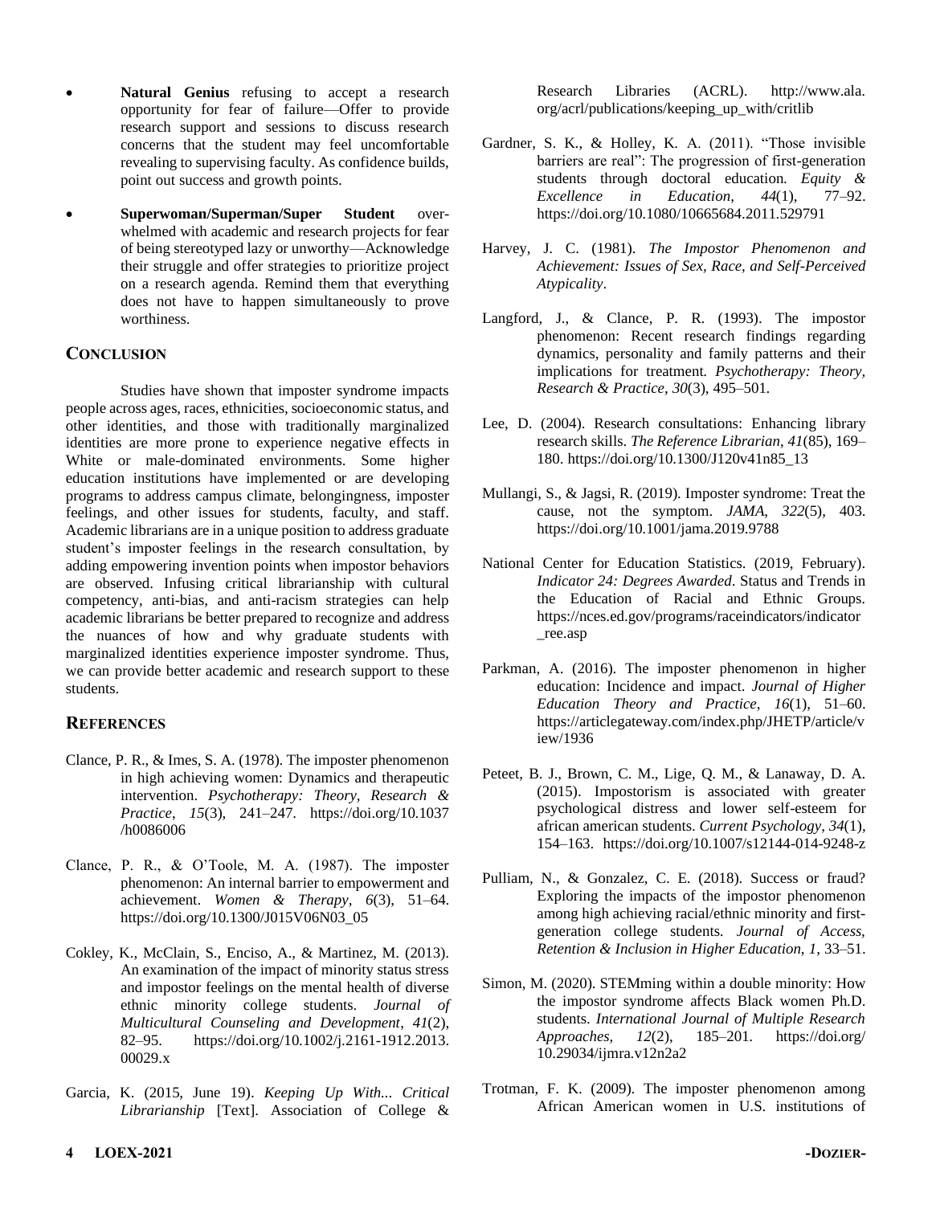- **Natural Genius** refusing to accept a research opportunity for fear of failure—Offer to provide research support and sessions to discuss research concerns that the student may feel uncomfortable revealing to supervising faculty. As confidence builds, point out success and growth points.
- **Superwoman/Superman/Super Student** over-whelmed with academic and research projects for fear of being stereotyped lazy or unworthy—Acknowledge their struggle and offer strategies to prioritize project on a research agenda. Remind them that everything does not have to happen simultaneously to prove worthiness.

## Conclusion

Studies have shown that imposter syndrome impacts people across ages, races, ethnicities, socioeconomic status, and other identities, and those with traditionally marginalized identities are more prone to experience negative effects in White or male-dominated environments. Some higher education institutions have implemented or are developing programs to address campus climate, belongingness, imposter feelings, and other issues for students, faculty, and staff. Academic librarians are in a unique position to address graduate student's imposter feelings in the research consultation, by adding empowering invention points when impostor behaviors are observed. Infusing critical librarianship with cultural competency, anti-bias, and anti-racism strategies can help academic librarians be better prepared to recognize and address the nuances of how and why graduate students with marginalized identities experience imposter syndrome. Thus, we can provide better academic and research support to these students.

## References

Clance, P. R., & Imes, S. A. (1978). The imposter phenomenon in high achieving women: Dynamics and therapeutic intervention. *Psychotherapy: Theory, Research & Practice*, *15*(3), 241–247. https://doi.org/10.1037/h0086006

Clance, P. R., & O'Toole, M. A. (1987). The imposter phenomenon: An internal barrier to empowerment and achievement. *Women & Therapy*, *6*(3), 51–64. https://doi.org/10.1300/J015V06N03_05

Cokley, K., McClain, S., Enciso, A., & Martinez, M. (2013). An examination of the impact of minority status stress and impostor feelings on the mental health of diverse ethnic minority college students. *Journal of Multicultural Counseling and Development*, *41*(2), 82–95. https://doi.org/10.1002/j.2161-1912.2013.00029.x

Garcia, K. (2015, June 19). *Keeping Up With... Critical Librarianship* [Text]. Association of College & Research Libraries (ACRL). http://www.ala.org/acrl/publications/keeping_up_with/critlib

Gardner, S. K., & Holley, K. A. (2011). "Those invisible barriers are real": The progression of first-generation students through doctoral education. *Equity & Excellence in Education*, *44*(1), 77–92. https://doi.org/10.1080/10665684.2011.529791

Harvey, J. C. (1981). *The Impostor Phenomenon and Achievement: Issues of Sex, Race, and Self-Perceived Atypicality*.

Langford, J., & Clance, P. R. (1993). The impostor phenomenon: Recent research findings regarding dynamics, personality and family patterns and their implications for treatment. *Psychotherapy: Theory, Research & Practice*, *30*(3), 495–501.

Lee, D. (2004). Research consultations: Enhancing library research skills. *The Reference Librarian*, *41*(85), 169–180. https://doi.org/10.1300/J120v41n85_13

Mullangi, S., & Jagsi, R. (2019). Imposter syndrome: Treat the cause, not the symptom. *JAMA*, *322*(5), 403. https://doi.org/10.1001/jama.2019.9788

National Center for Education Statistics. (2019, February). *Indicator 24: Degrees Awarded*. Status and Trends in the Education of Racial and Ethnic Groups. https://nces.ed.gov/programs/raceindicators/indicator_ree.asp

Parkman, A. (2016). The imposter phenomenon in higher education: Incidence and impact. *Journal of Higher Education Theory and Practice*, *16*(1), 51–60. https://articlegateway.com/index.php/JHETP/article/view/1936

Peteet, B. J., Brown, C. M., Lige, Q. M., & Lanaway, D. A. (2015). Impostorism is associated with greater psychological distress and lower self-esteem for african american students. *Current Psychology*, *34*(1), 154–163. https://doi.org/10.1007/s12144-014-9248-z

Pulliam, N., & Gonzalez, C. E. (2018). Success or fraud? Exploring the impacts of the impostor phenomenon among high achieving racial/ethnic minority and first-generation college students. *Journal of Access, Retention & Inclusion in Higher Education*, *1*, 33–51.

Simon, M. (2020). STEMming within a double minority: How the impostor syndrome affects Black women Ph.D. students. *International Journal of Multiple Research Approaches*, *12*(2), 185–201. https://doi.org/10.29034/ijmra.v12n2a2

Trotman, F. K. (2009). The imposter phenomenon among African American women in U.S. institutions of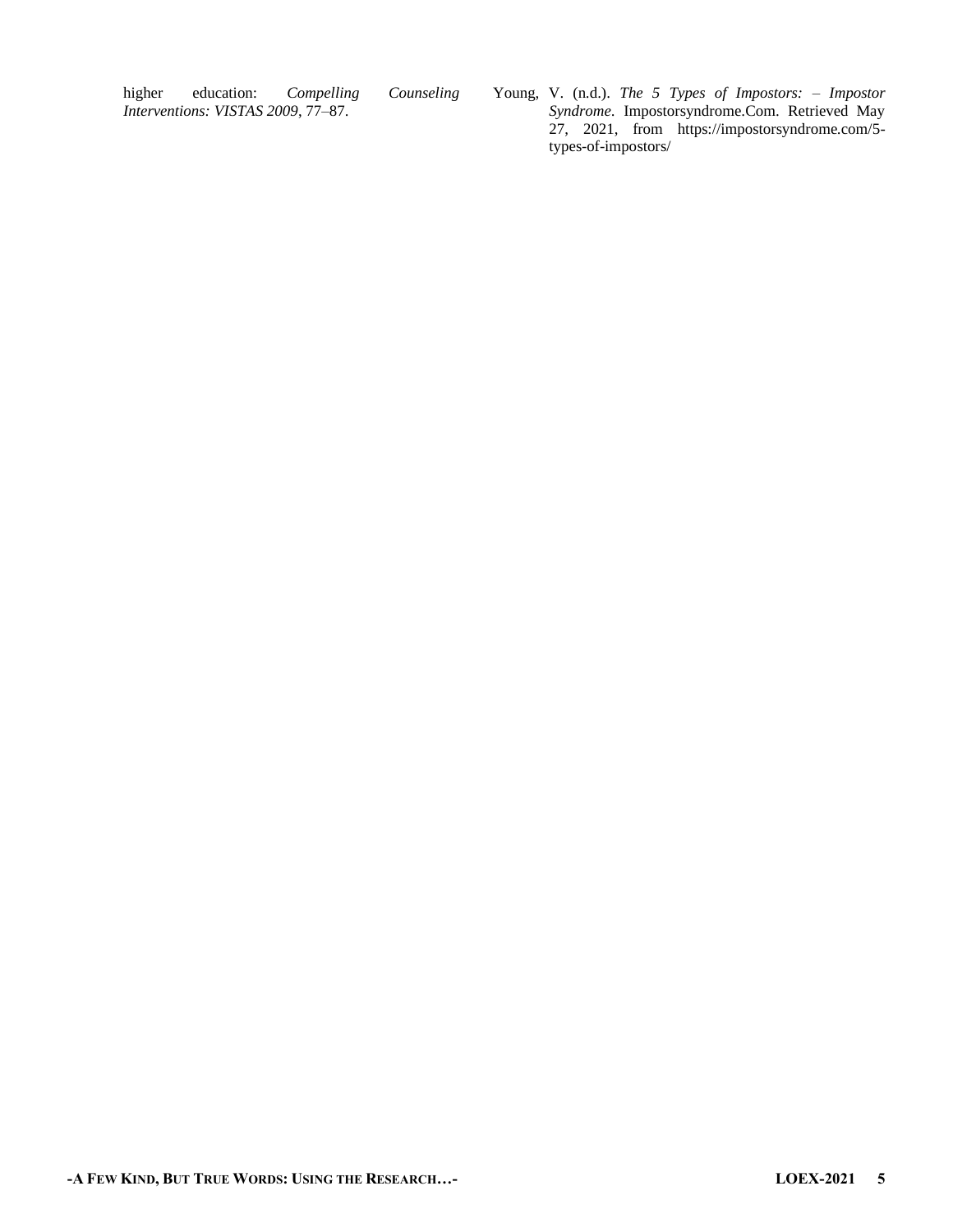higher education: *Compelling Counseling Interventions: VISTAS 2009*, 77–87.

Young, V. (n.d.). *The 5 Types of Impostors: – Impostor Syndrome*. Impostorsyndrome.Com. Retrieved May 27, 2021, from https://impostorsyndrome.com/5-types-of-impostors/